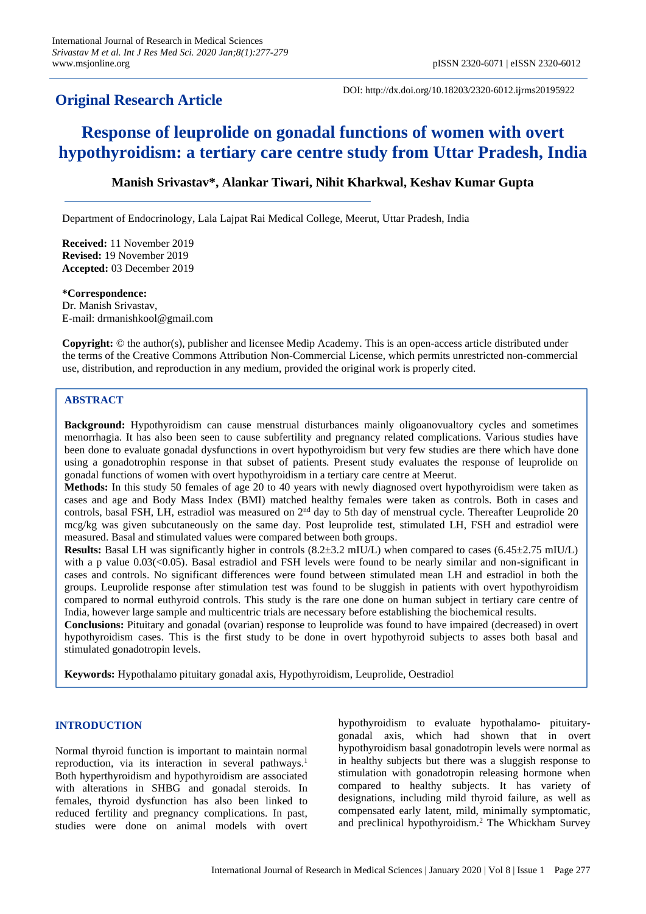**Original Research Article**

DOI: http://dx.doi.org/10.18203/2320-6012.ijrms20195922

# Response of leuprolide on gonadal functions of women with overt hypothyroidism: a tertiary care centre study from Uttar Pradesh, India

**Manish Srivastav\*, Alankar Tiwari, Nihit Kharkwal, Keshav Kumar Gupta**

Department of Endocrinology, Lala Lajpat Rai Medical College, Meerut, Uttar Pradesh, India

**Received:** 11 November 2019
**Revised:** 19 November 2019
**Accepted:** 03 December 2019

**\*Correspondence:**
Dr. Manish Srivastav,
E-mail: drmanishkool@gmail.com

**Copyright:** © the author(s), publisher and licensee Medip Academy. This is an open-access article distributed under the terms of the Creative Commons Attribution Non-Commercial License, which permits unrestricted non-commercial use, distribution, and reproduction in any medium, provided the original work is properly cited.

## ABSTRACT

**Background:** Hypothyroidism can cause menstrual disturbances mainly oligoanovualtory cycles and sometimes menorrhagia. It has also been seen to cause subfertility and pregnancy related complications. Various studies have been done to evaluate gonadal dysfunctions in overt hypothyroidism but very few studies are there which have done using a gonadotrophin response in that subset of patients. Present study evaluates the response of leuprolide on gonadal functions of women with overt hypothyroidism in a tertiary care centre at Meerut.

**Methods:** In this study 50 females of age 20 to 40 years with newly diagnosed overt hypothyroidism were taken as cases and age and Body Mass Index (BMI) matched healthy females were taken as controls. Both in cases and controls, basal FSH, LH, estradiol was measured on $2^{nd}$ day to 5th day of menstrual cycle. Thereafter Leuprolide 20 mcg/kg was given subcutaneously on the same day. Post leuprolide test, stimulated LH, FSH and estradiol were measured. Basal and stimulated values were compared between both groups.

**Results:** Basal LH was significantly higher in controls (8.2±3.2 mIU/L) when compared to cases (6.45±2.75 mIU/L) with a p value 0.03(<0.05). Basal estradiol and FSH levels were found to be nearly similar and non-significant in cases and controls. No significant differences were found between stimulated mean LH and estradiol in both the groups. Leuprolide response after stimulation test was found to be sluggish in patients with overt hypothyroidism compared to normal euthyroid controls. This study is the rare one done on human subject in tertiary care centre of India, however large sample and multicentric trials are necessary before establishing the biochemical results.

**Conclusions:** Pituitary and gonadal (ovarian) response to leuprolide was found to have impaired (decreased) in overt hypothyroidism cases. This is the first study to be done in overt hypothyroid subjects to asses both basal and stimulated gonadotropin levels.

**Keywords:** Hypothalamo pituitary gonadal axis, Hypothyroidism, Leuprolide, Oestradiol

## INTRODUCTION

Normal thyroid function is important to maintain normal reproduction, via its interaction in several pathways.[1] Both hyperthyroidism and hypothyroidism are associated with alterations in SHBG and gonadal steroids. In females, thyroid dysfunction has also been linked to reduced fertility and pregnancy complications. In past, studies were done on animal models with overt hypothyroidism to evaluate hypothalamo- pituitary-gonadal axis, which had shown that in overt hypothyroidism basal gonadotropin levels were normal as in healthy subjects but there was a sluggish response to stimulation with gonadotropin releasing hormone when compared to healthy subjects. It has variety of designations, including mild thyroid failure, as well as compensated early latent, mild, minimally symptomatic, and preclinical hypothyroidism.[2] The Whickham Survey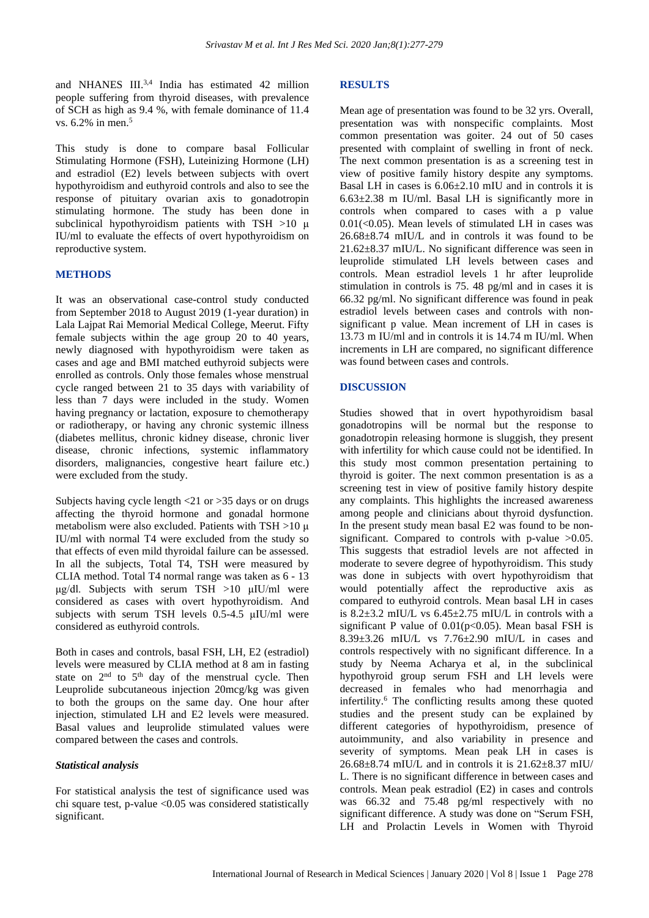and NHANES III.[3,4] India has estimated 42 million people suffering from thyroid diseases, with prevalence of SCH as high as 9.4 %, with female dominance of 11.4 vs. 6.2% in men.[5]

This study is done to compare basal Follicular Stimulating Hormone (FSH), Luteinizing Hormone (LH) and estradiol (E2) levels between subjects with overt hypothyroidism and euthyroid controls and also to see the response of pituitary ovarian axis to gonadotropin stimulating hormone. The study has been done in subclinical hypothyroidism patients with TSH >10 µ IU/ml to evaluate the effects of overt hypothyroidism on reproductive system.

## METHODS

It was an observational case-control study conducted from September 2018 to August 2019 (1-year duration) in Lala Lajpat Rai Memorial Medical College, Meerut. Fifty female subjects within the age group 20 to 40 years, newly diagnosed with hypothyroidism were taken as cases and age and BMI matched euthyroid subjects were enrolled as controls. Only those females whose menstrual cycle ranged between 21 to 35 days with variability of less than 7 days were included in the study. Women having pregnancy or lactation, exposure to chemotherapy or radiotherapy, or having any chronic systemic illness (diabetes mellitus, chronic kidney disease, chronic liver disease, chronic infections, systemic inflammatory disorders, malignancies, congestive heart failure etc.) were excluded from the study.

Subjects having cycle length <21 or >35 days or on drugs affecting the thyroid hormone and gonadal hormone metabolism were also excluded. Patients with TSH >10 µ IU/ml with normal T4 were excluded from the study so that effects of even mild thyroidal failure can be assessed. In all the subjects, Total T4, TSH were measured by CLIA method. Total T4 normal range was taken as 6 - 13 µg/dl. Subjects with serum TSH >10 µIU/ml were considered as cases with overt hypothyroidism. And subjects with serum TSH levels 0.5-4.5 µIU/ml were considered as euthyroid controls.

Both in cases and controls, basal FSH, LH, E2 (estradiol) levels were measured by CLIA method at 8 am in fasting state on 2nd to 5th day of the menstrual cycle. Then Leuprolide subcutaneous injection 20mcg/kg was given to both the groups on the same day. One hour after injection, stimulated LH and E2 levels were measured. Basal values and leuprolide stimulated values were compared between the cases and controls.

### *Statistical analysis*

For statistical analysis the test of significance used was chi square test, p-value <0.05 was considered statistically significant.

## RESULTS

Mean age of presentation was found to be 32 yrs. Overall, presentation was with nonspecific complaints. Most common presentation was goiter. 24 out of 50 cases presented with complaint of swelling in front of neck. The next common presentation is as a screening test in view of positive family history despite any symptoms. Basal LH in cases is 6.06±2.10 mIU and in controls it is 6.63±2.38 m IU/ml. Basal LH is significantly more in controls when compared to cases with a p value 0.01(<0.05). Mean levels of stimulated LH in cases was 26.68±8.74 mIU/L and in controls it was found to be 21.62±8.37 mIU/L. No significant difference was seen in leuprolide stimulated LH levels between cases and controls. Mean estradiol levels 1 hr after leuprolide stimulation in controls is 75. 48 pg/ml and in cases it is 66.32 pg/ml. No significant difference was found in peak estradiol levels between cases and controls with non-significant p value. Mean increment of LH in cases is 13.73 m IU/ml and in controls it is 14.74 m IU/ml. When increments in LH are compared, no significant difference was found between cases and controls.

## DISCUSSION

Studies showed that in overt hypothyroidism basal gonadotropins will be normal but the response to gonadotropin releasing hormone is sluggish, they present with infertility for which cause could not be identified. In this study most common presentation pertaining to thyroid is goiter. The next common presentation is as a screening test in view of positive family history despite any complaints. This highlights the increased awareness among people and clinicians about thyroid dysfunction. In the present study mean basal E2 was found to be non-significant. Compared to controls with p-value >0.05. This suggests that estradiol levels are not affected in moderate to severe degree of hypothyroidism. This study was done in subjects with overt hypothyroidism that would potentially affect the reproductive axis as compared to euthyroid controls. Mean basal LH in cases is 8.2±3.2 mIU/L vs 6.45±2.75 mIU/L in controls with a significant P value of 0.01(p<0.05). Mean basal FSH is 8.39±3.26 mIU/L vs 7.76±2.90 mIU/L in cases and controls respectively with no significant difference. In a study by Neema Acharya et al, in the subclinical hypothyroid group serum FSH and LH levels were decreased in females who had menorrhagia and infertility.[6] The conflicting results among these quoted studies and the present study can be explained by different categories of hypothyroidism, presence of autoimmunity, and also variability in presence and severity of symptoms. Mean peak LH in cases is 26.68±8.74 mIU/L and in controls it is 21.62±8.37 mIU/L. There is no significant difference in between cases and controls. Mean peak estradiol (E2) in cases and controls was 66.32 and 75.48 pg/ml respectively with no significant difference. A study was done on "Serum FSH, LH and Prolactin Levels in Women with Thyroid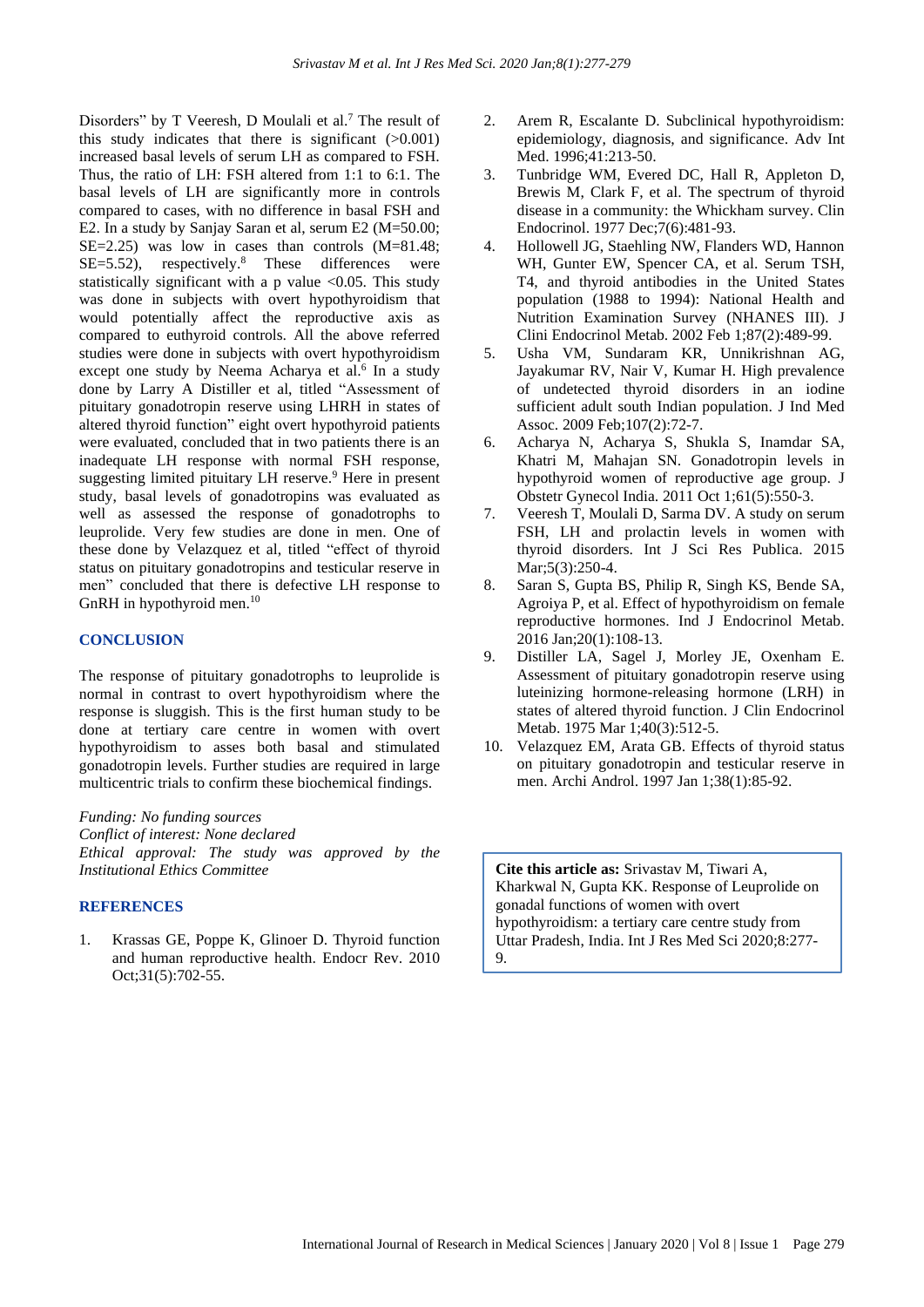Disorders" by T Veeresh, D Moulali et al.[7] The result of this study indicates that there is significant (>0.001) increased basal levels of serum LH as compared to FSH. Thus, the ratio of LH: FSH altered from 1:1 to 6:1. The basal levels of LH are significantly more in controls compared to cases, with no difference in basal FSH and E2. In a study by Sanjay Saran et al, serum E2 (M=50.00; SE=2.25) was low in cases than controls (M=81.48; SE=5.52), respectively.[8] These differences were statistically significant with a p value <0.05. This study was done in subjects with overt hypothyroidism that would potentially affect the reproductive axis as compared to euthyroid controls. All the above referred studies were done in subjects with overt hypothyroidism except one study by Neema Acharya et al.[6] In a study done by Larry A Distiller et al, titled "Assessment of pituitary gonadotropin reserve using LHRH in states of altered thyroid function" eight overt hypothyroid patients were evaluated, concluded that in two patients there is an inadequate LH response with normal FSH response, suggesting limited pituitary LH reserve.[9] Here in present study, basal levels of gonadotropins was evaluated as well as assessed the response of gonadotrophs to leuprolide. Very few studies are done in men. One of these done by Velazquez et al, titled "effect of thyroid status on pituitary gonadotropins and testicular reserve in men" concluded that there is defective LH response to GnRH in hypothyroid men.[10]

## CONCLUSION

The response of pituitary gonadotrophs to leuprolide is normal in contrast to overt hypothyroidism where the response is sluggish. This is the first human study to be done at tertiary care centre in women with overt hypothyroidism to asses both basal and stimulated gonadotropin levels. Further studies are required in large multicentric trials to confirm these biochemical findings.

*Funding: No funding sources*
*Conflict of interest: None declared*
*Ethical approval: The study was approved by the Institutional Ethics Committee*

## REFERENCES

1. Krassas GE, Poppe K, Glinoer D. Thyroid function and human reproductive health. Endocr Rev. 2010 Oct;31(5):702-55.
2. Arem R, Escalante D. Subclinical hypothyroidism: epidemiology, diagnosis, and significance. Adv Int Med. 1996;41:213-50.
3. Tunbridge WM, Evered DC, Hall R, Appleton D, Brewis M, Clark F, et al. The spectrum of thyroid disease in a community: the Whickham survey. Clin Endocrinol. 1977 Dec;7(6):481-93.
4. Hollowell JG, Staehling NW, Flanders WD, Hannon WH, Gunter EW, Spencer CA, et al. Serum TSH, T4, and thyroid antibodies in the United States population (1988 to 1994): National Health and Nutrition Examination Survey (NHANES III). J Clini Endocrinol Metab. 2002 Feb 1;87(2):489-99.
5. Usha VM, Sundaram KR, Unnikrishnan AG, Jayakumar RV, Nair V, Kumar H. High prevalence of undetected thyroid disorders in an iodine sufficient adult south Indian population. J Ind Med Assoc. 2009 Feb;107(2):72-7.
6. Acharya N, Acharya S, Shukla S, Inamdar SA, Khatri M, Mahajan SN. Gonadotropin levels in hypothyroid women of reproductive age group. J Obstetr Gynecol India. 2011 Oct 1;61(5):550-3.
7. Veeresh T, Moulali D, Sarma DV. A study on serum FSH, LH and prolactin levels in women with thyroid disorders. Int J Sci Res Publica. 2015 Mar;5(3):250-4.
8. Saran S, Gupta BS, Philip R, Singh KS, Bende SA, Agroiya P, et al. Effect of hypothyroidism on female reproductive hormones. Ind J Endocrinol Metab. 2016 Jan;20(1):108-13.
9. Distiller LA, Sagel J, Morley JE, Oxenham E. Assessment of pituitary gonadotropin reserve using luteinizing hormone-releasing hormone (LRH) in states of altered thyroid function. J Clin Endocrinol Metab. 1975 Mar 1;40(3):512-5.
10. Velazquez EM, Arata GB. Effects of thyroid status on pituitary gonadotropin and testicular reserve in men. Archi Androl. 1997 Jan 1;38(1):85-92.

**Cite this article as:** Srivastav M, Tiwari A, Kharkwal N, Gupta KK. Response of Leuprolide on gonadal functions of women with overt hypothyroidism: a tertiary care centre study from Uttar Pradesh, India. Int J Res Med Sci 2020;8:277-9.